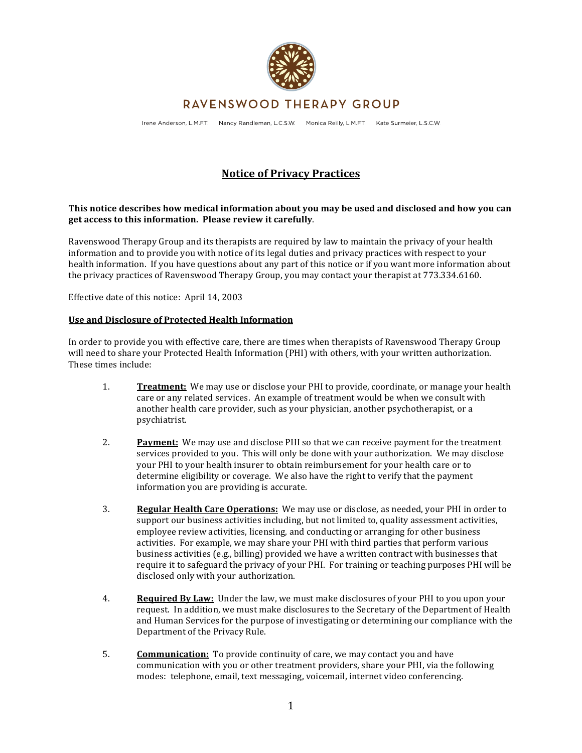# RAVENSWOOD THERAPY GROUP

Irene Anderson, L.M.F.T. Nancy Randleman, L.C.S.W. Monica Reilly, L.M.F.T. Kate Surmeier, L.S.C.W

## Notice of Privacy Practices

**This notice describes how medical information about you may be used and disclosed and how you can get access to this information. Please review it carefully**.

Ravenswood Therapy Group and its therapists are required by law to maintain the privacy of your health information and to provide you with notice of its legal duties and privacy practices with respect to your health information. If you have questions about any part of this notice or if you want more information about the privacy practices of Ravenswood Therapy Group, you may contact your therapist at 773.334.6160.

Effective date of this notice: April 14, 2003

**Use and Disclosure of Protected Health Information**

In order to provide you with effective care, there are times when therapists of Ravenswood Therapy Group will need to share your Protected Health Information (PHI) with others, with your written authorization. These times include:

1. **Treatment:** We may use or disclose your PHI to provide, coordinate, or manage your health care or any related services. An example of treatment would be when we consult with another health care provider, such as your physician, another psychotherapist, or a psychiatrist.

2. **Payment:** We may use and disclose PHI so that we can receive payment for the treatment services provided to you. This will only be done with your authorization. We may disclose your PHI to your health insurer to obtain reimbursement for your health care or to determine eligibility or coverage. We also have the right to verify that the payment information you are providing is accurate.

3. **Regular Health Care Operations:** We may use or disclose, as needed, your PHI in order to support our business activities including, but not limited to, quality assessment activities, employee review activities, licensing, and conducting or arranging for other business activities. For example, we may share your PHI with third parties that perform various business activities (e.g., billing) provided we have a written contract with businesses that require it to safeguard the privacy of your PHI. For training or teaching purposes PHI will be disclosed only with your authorization.

4. **Required By Law:** Under the law, we must make disclosures of your PHI to you upon your request. In addition, we must make disclosures to the Secretary of the Department of Health and Human Services for the purpose of investigating or determining our compliance with the Department of the Privacy Rule.

5. **Communication:** To provide continuity of care, we may contact you and have communication with you or other treatment providers, share your PHI, via the following modes: telephone, email, text messaging, voicemail, internet video conferencing.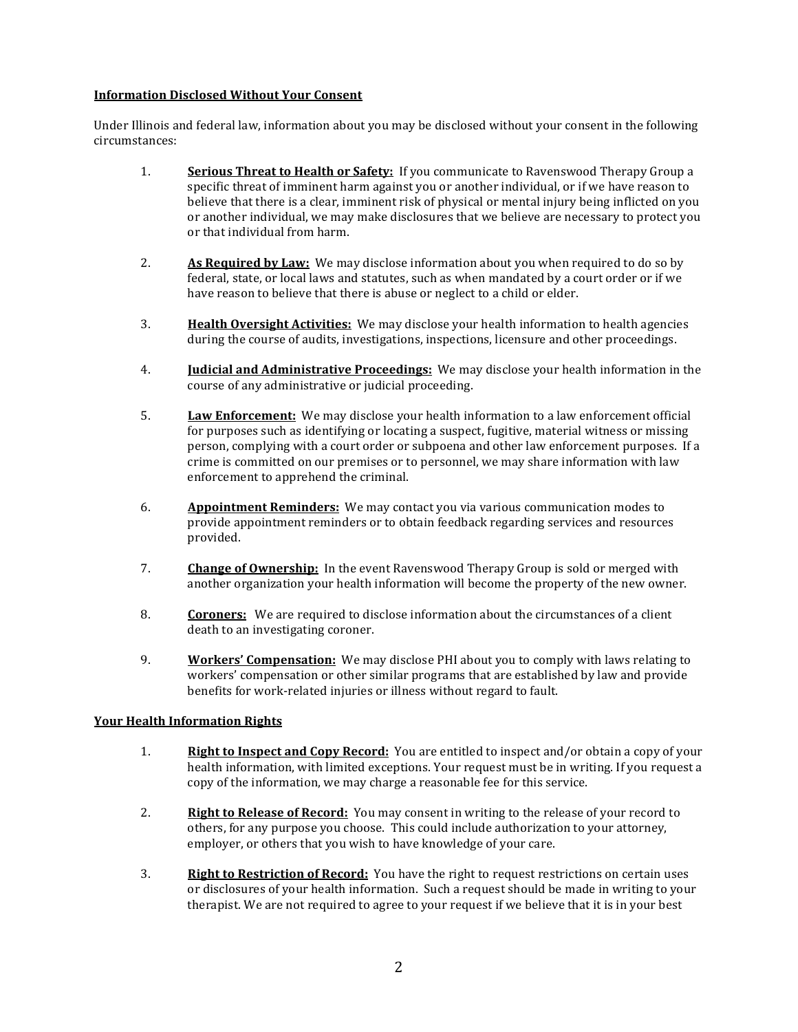**<u>Information Disclosed Without Your Consent</u>**

Under Illinois and federal law, information about you may be disclosed without your consent in the following circumstances:

1. **<u>Serious Threat to Health or Safety:</u>** If you communicate to Ravenswood Therapy Group a specific threat of imminent harm against you or another individual, or if we have reason to believe that there is a clear, imminent risk of physical or mental injury being inflicted on you or another individual, we may make disclosures that we believe are necessary to protect you or that individual from harm.

2. **<u>As Required by Law:</u>** We may disclose information about you when required to do so by federal, state, or local laws and statutes, such as when mandated by a court order or if we have reason to believe that there is abuse or neglect to a child or elder.

3. **<u>Health Oversight Activities:</u>** We may disclose your health information to health agencies during the course of audits, investigations, inspections, licensure and other proceedings.

4. **<u>Judicial and Administrative Proceedings:</u>** We may disclose your health information in the course of any administrative or judicial proceeding.

5. **<u>Law Enforcement:</u>** We may disclose your health information to a law enforcement official for purposes such as identifying or locating a suspect, fugitive, material witness or missing person, complying with a court order or subpoena and other law enforcement purposes. If a crime is committed on our premises or to personnel, we may share information with law enforcement to apprehend the criminal.

6. **<u>Appointment Reminders:</u>** We may contact you via various communication modes to provide appointment reminders or to obtain feedback regarding services and resources provided.

7. **<u>Change of Ownership:</u>** In the event Ravenswood Therapy Group is sold or merged with another organization your health information will become the property of the new owner.

8. **<u>Coroners:</u>** We are required to disclose information about the circumstances of a client death to an investigating coroner.

9. **<u>Workers' Compensation:</u>** We may disclose PHI about you to comply with laws relating to workers' compensation or other similar programs that are established by law and provide benefits for work-related injuries or illness without regard to fault.

**<u>Your Health Information Rights</u>**

1. **<u>Right to Inspect and Copy Record:</u>** You are entitled to inspect and/or obtain a copy of your health information, with limited exceptions. Your request must be in writing. If you request a copy of the information, we may charge a reasonable fee for this service.

2. **<u>Right to Release of Record:</u>** You may consent in writing to the release of your record to others, for any purpose you choose. This could include authorization to your attorney, employer, or others that you wish to have knowledge of your care.

3. **<u>Right to Restriction of Record:</u>** You have the right to request restrictions on certain uses or disclosures of your health information. Such a request should be made in writing to your therapist. We are not required to agree to your request if we believe that it is in your best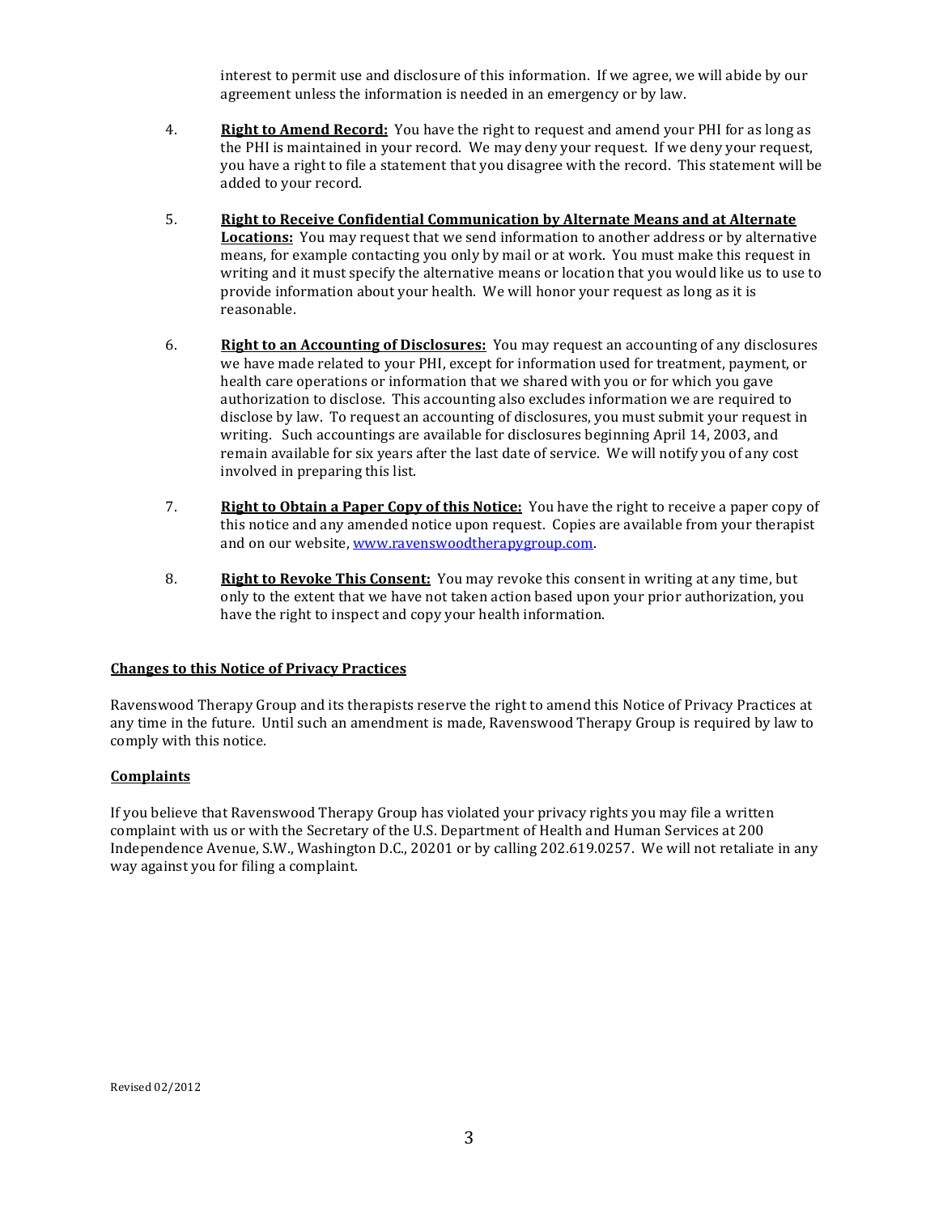interest to permit use and disclosure of this information. If we agree, we will abide by our agreement unless the information is needed in an emergency or by law.

4. **Right to Amend Record:** You have the right to request and amend your PHI for as long as the PHI is maintained in your record. We may deny your request. If we deny your request, you have a right to file a statement that you disagree with the record. This statement will be added to your record.

5. **Right to Receive Confidential Communication by Alternate Means and at Alternate Locations:** You may request that we send information to another address or by alternative means, for example contacting you only by mail or at work. You must make this request in writing and it must specify the alternative means or location that you would like us to use to provide information about your health. We will honor your request as long as it is reasonable.

6. **Right to an Accounting of Disclosures:** You may request an accounting of any disclosures we have made related to your PHI, except for information used for treatment, payment, or health care operations or information that we shared with you or for which you gave authorization to disclose. This accounting also excludes information we are required to disclose by law. To request an accounting of disclosures, you must submit your request in writing. Such accountings are available for disclosures beginning April 14, 2003, and remain available for six years after the last date of service. We will notify you of any cost involved in preparing this list.

7. **Right to Obtain a Paper Copy of this Notice:** You have the right to receive a paper copy of this notice and any amended notice upon request. Copies are available from your therapist and on our website, www.ravenswoodtherapygroup.com.

8. **Right to Revoke This Consent:** You may revoke this consent in writing at any time, but only to the extent that we have not taken action based upon your prior authorization, you have the right to inspect and copy your health information.

**Changes to this Notice of Privacy Practices**

Ravenswood Therapy Group and its therapists reserve the right to amend this Notice of Privacy Practices at any time in the future. Until such an amendment is made, Ravenswood Therapy Group is required by law to comply with this notice.

**Complaints**

If you believe that Ravenswood Therapy Group has violated your privacy rights you may file a written complaint with us or with the Secretary of the U.S. Department of Health and Human Services at 200 Independence Avenue, S.W., Washington D.C., 20201 or by calling 202.619.0257. We will not retaliate in any way against you for filing a complaint.

Revised 02/2012